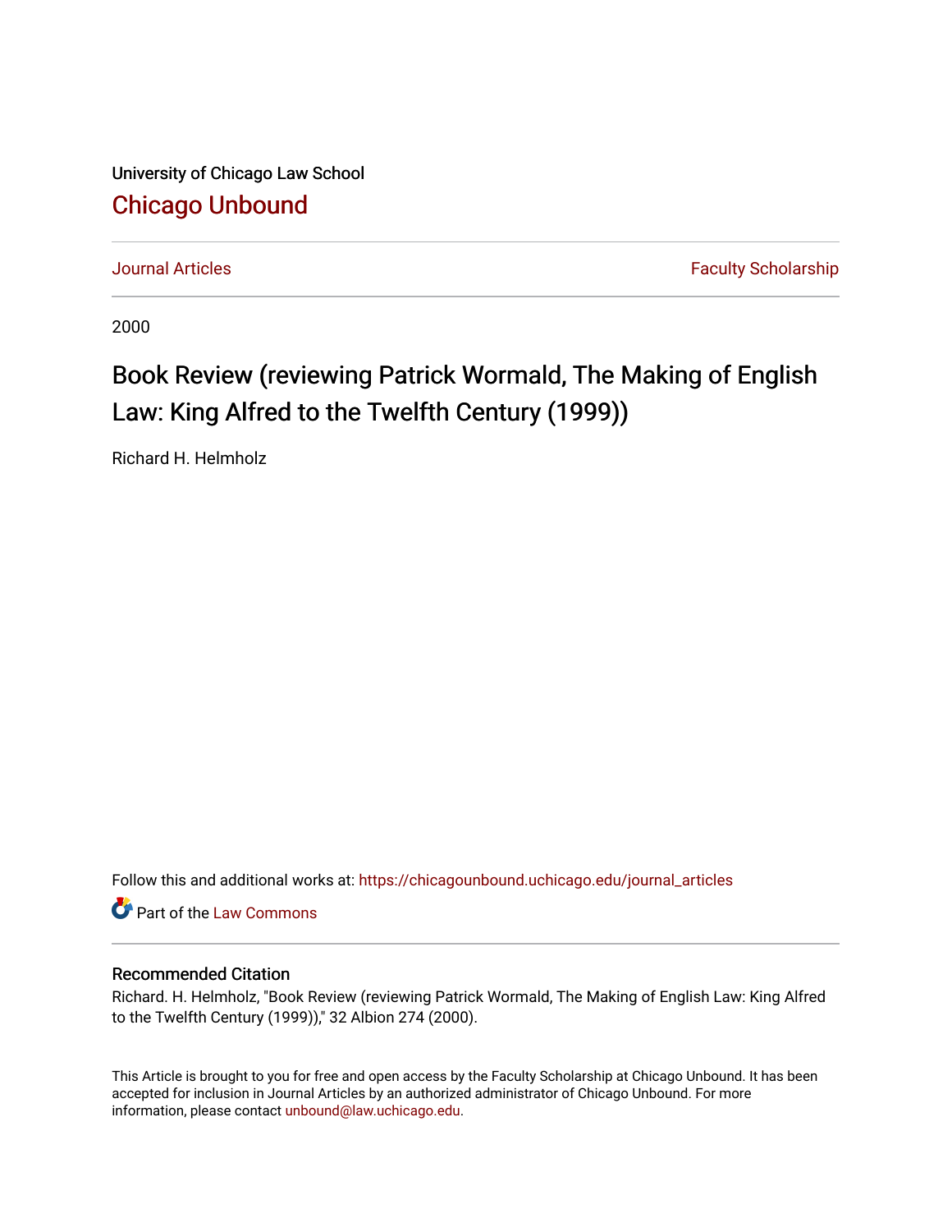University of Chicago Law School

# Chicago Unbound

Journal Articles | Faculty Scholarship

2000

## Book Review (reviewing Patrick Wormald, The Making of English Law: King Alfred to the Twelfth Century (1999))

Richard H. Helmholz

Follow this and additional works at: https://chicagounbound.uchicago.edu/journal_articles

Part of the Law Commons

### Recommended Citation

Richard. H. Helmholz, "Book Review (reviewing Patrick Wormald, The Making of English Law: King Alfred to the Twelfth Century (1999))," 32 Albion 274 (2000).

This Article is brought to you for free and open access by the Faculty Scholarship at Chicago Unbound. It has been accepted for inclusion in Journal Articles by an authorized administrator of Chicago Unbound. For more information, please contact unbound@law.uchicago.edu.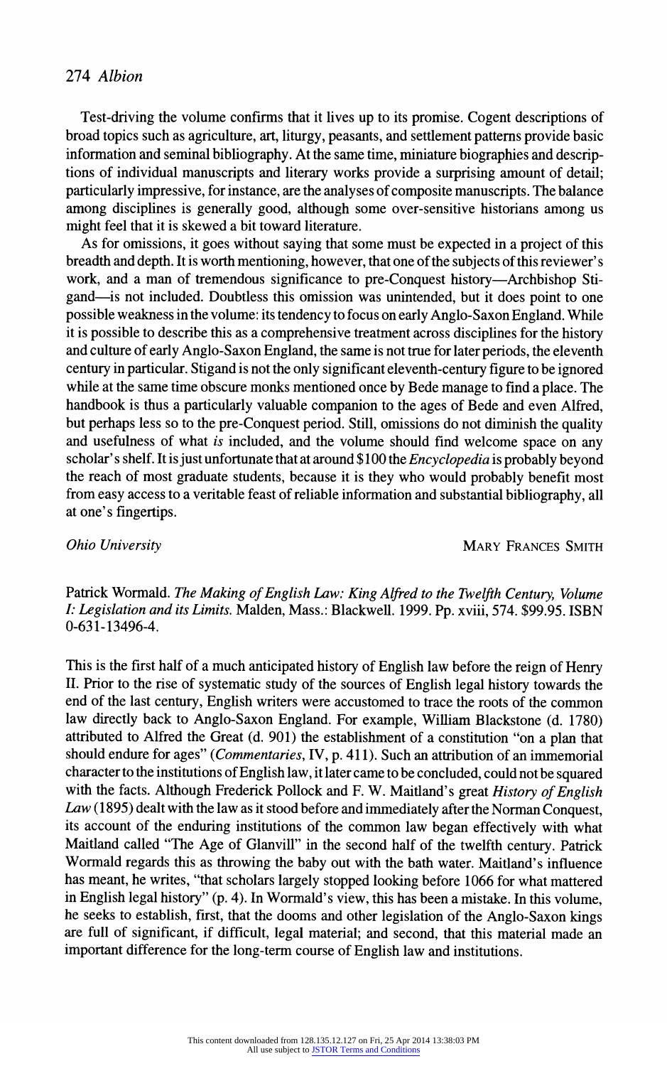Test-driving the volume confirms that it lives up to its promise. Cogent descriptions of broad topics such as agriculture, art, liturgy, peasants, and settlement patterns provide basic information and seminal bibliography. At the same time, miniature biographies and descriptions of individual manuscripts and literary works provide a surprising amount of detail; particularly impressive, for instance, are the analyses of composite manuscripts. The balance among disciplines is generally good, although some over-sensitive historians among us might feel that it is skewed a bit toward literature.

As for omissions, it goes without saying that some must be expected in a project of this breadth and depth. It is worth mentioning, however, that one of the subjects of this reviewer's work, and a man of tremendous significance to pre-Conquest history—Archbishop Stigand—is not included. Doubtless this omission was unintended, but it does point to one possible weakness in the volume: its tendency to focus on early Anglo-Saxon England. While it is possible to describe this as a comprehensive treatment across disciplines for the history and culture of early Anglo-Saxon England, the same is not true for later periods, the eleventh century in particular. Stigand is not the only significant eleventh-century figure to be ignored while at the same time obscure monks mentioned once by Bede manage to find a place. The handbook is thus a particularly valuable companion to the ages of Bede and even Alfred, but perhaps less so to the pre-Conquest period. Still, omissions do not diminish the quality and usefulness of what *is* included, and the volume should find welcome space on any scholar's shelf. It is just unfortunate that at around $100 the *Encyclopedia* is probably beyond the reach of most graduate students, because it is they who would probably benefit most from easy access to a veritable feast of reliable information and substantial bibliography, all at one's fingertips.

*Ohio University* MARY FRANCES SMITH

Patrick Wormald. *The Making of English Law: King Alfred to the Twelfth Century, Volume I: Legislation and its Limits.* Malden, Mass.: Blackwell. 1999. Pp. xviii, 574. $99.95. ISBN 0-631-13496-4.

This is the first half of a much anticipated history of English law before the reign of Henry II. Prior to the rise of systematic study of the sources of English legal history towards the end of the last century, English writers were accustomed to trace the roots of the common law directly back to Anglo-Saxon England. For example, William Blackstone (d. 1780) attributed to Alfred the Great (d. 901) the establishment of a constitution "on a plan that should endure for ages" (*Commentaries*, IV, p. 411). Such an attribution of an immemorial character to the institutions of English law, it later came to be concluded, could not be squared with the facts. Although Frederick Pollock and F. W. Maitland's great *History of English Law* (1895) dealt with the law as it stood before and immediately after the Norman Conquest, its account of the enduring institutions of the common law began effectively with what Maitland called "The Age of Glanvill" in the second half of the twelfth century. Patrick Wormald regards this as throwing the baby out with the bath water. Maitland's influence has meant, he writes, "that scholars largely stopped looking before 1066 for what mattered in English legal history" (p. 4). In Wormald's view, this has been a mistake. In this volume, he seeks to establish, first, that the dooms and other legislation of the Anglo-Saxon kings are full of significant, if difficult, legal material; and second, that this material made an important difference for the long-term course of English law and institutions.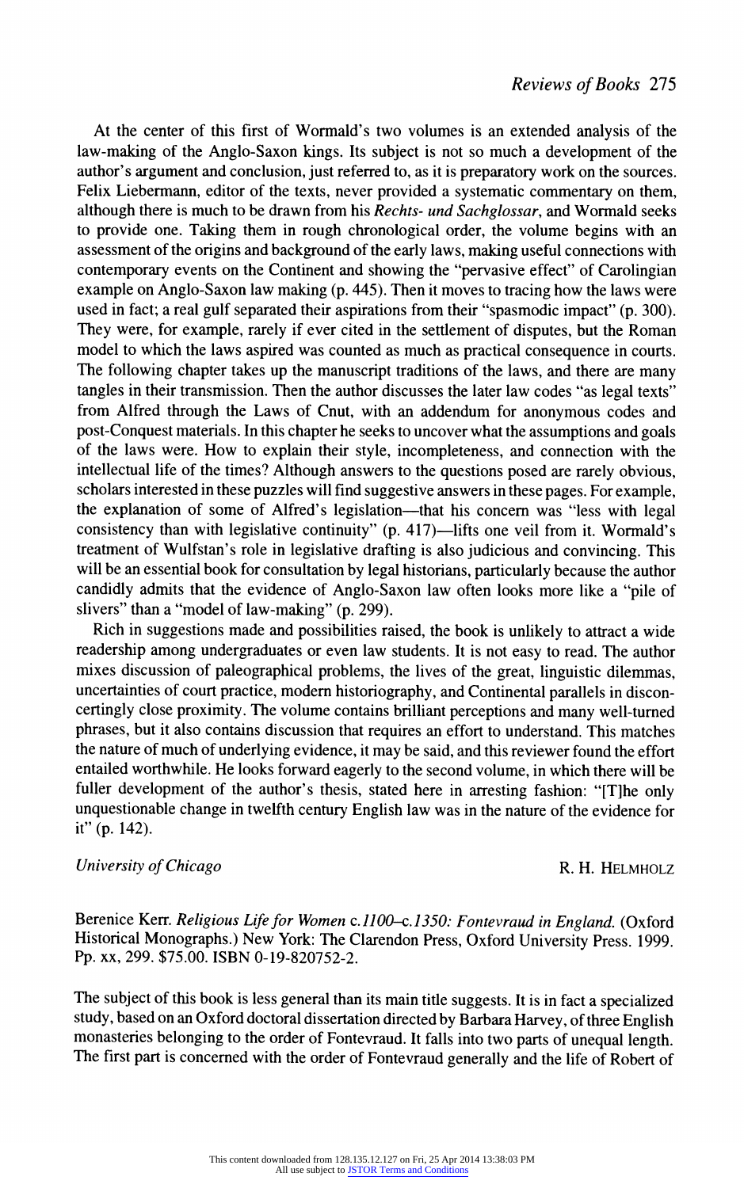At the center of this first of Wormald's two volumes is an extended analysis of the law-making of the Anglo-Saxon kings. Its subject is not so much a development of the author's argument and conclusion, just referred to, as it is preparatory work on the sources. Felix Liebermann, editor of the texts, never provided a systematic commentary on them, although there is much to be drawn from his *Rechts- und Sachglossar*, and Wormald seeks to provide one. Taking them in rough chronological order, the volume begins with an assessment of the origins and background of the early laws, making useful connections with contemporary events on the Continent and showing the "pervasive effect" of Carolingian example on Anglo-Saxon law making (p. 445). Then it moves to tracing how the laws were used in fact; a real gulf separated their aspirations from their "spasmodic impact" (p. 300). They were, for example, rarely if ever cited in the settlement of disputes, but the Roman model to which the laws aspired was counted as much as practical consequence in courts. The following chapter takes up the manuscript traditions of the laws, and there are many tangles in their transmission. Then the author discusses the later law codes "as legal texts" from Alfred through the Laws of Cnut, with an addendum for anonymous codes and post-Conquest materials. In this chapter he seeks to uncover what the assumptions and goals of the laws were. How to explain their style, incompleteness, and connection with the intellectual life of the times? Although answers to the questions posed are rarely obvious, scholars interested in these puzzles will find suggestive answers in these pages. For example, the explanation of some of Alfred's legislation—that his concern was "less with legal consistency than with legislative continuity" (p. 417)—lifts one veil from it. Wormald's treatment of Wulfstan's role in legislative drafting is also judicious and convincing. This will be an essential book for consultation by legal historians, particularly because the author candidly admits that the evidence of Anglo-Saxon law often looks more like a "pile of slivers" than a "model of law-making" (p. 299).

Rich in suggestions made and possibilities raised, the book is unlikely to attract a wide readership among undergraduates or even law students. It is not easy to read. The author mixes discussion of paleographical problems, the lives of the great, linguistic dilemmas, uncertainties of court practice, modern historiography, and Continental parallels in disconcertingly close proximity. The volume contains brilliant perceptions and many well-turned phrases, but it also contains discussion that requires an effort to understand. This matches the nature of much of underlying evidence, it may be said, and this reviewer found the effort entailed worthwhile. He looks forward eagerly to the second volume, in which there will be fuller development of the author's thesis, stated here in arresting fashion: "[T]he only unquestionable change in twelfth century English law was in the nature of the evidence for it" (p. 142).

*University of Chicago* R. H. HELMHOLZ

Berenice Kerr. *Religious Life for Women c.1100–c.1350: Fontevraud in England.* (Oxford Historical Monographs.) New York: The Clarendon Press, Oxford University Press. 1999. Pp. xx, 299. $75.00. ISBN 0-19-820752-2.

The subject of this book is less general than its main title suggests. It is in fact a specialized study, based on an Oxford doctoral dissertation directed by Barbara Harvey, of three English monasteries belonging to the order of Fontevraud. It falls into two parts of unequal length. The first part is concerned with the order of Fontevraud generally and the life of Robert of